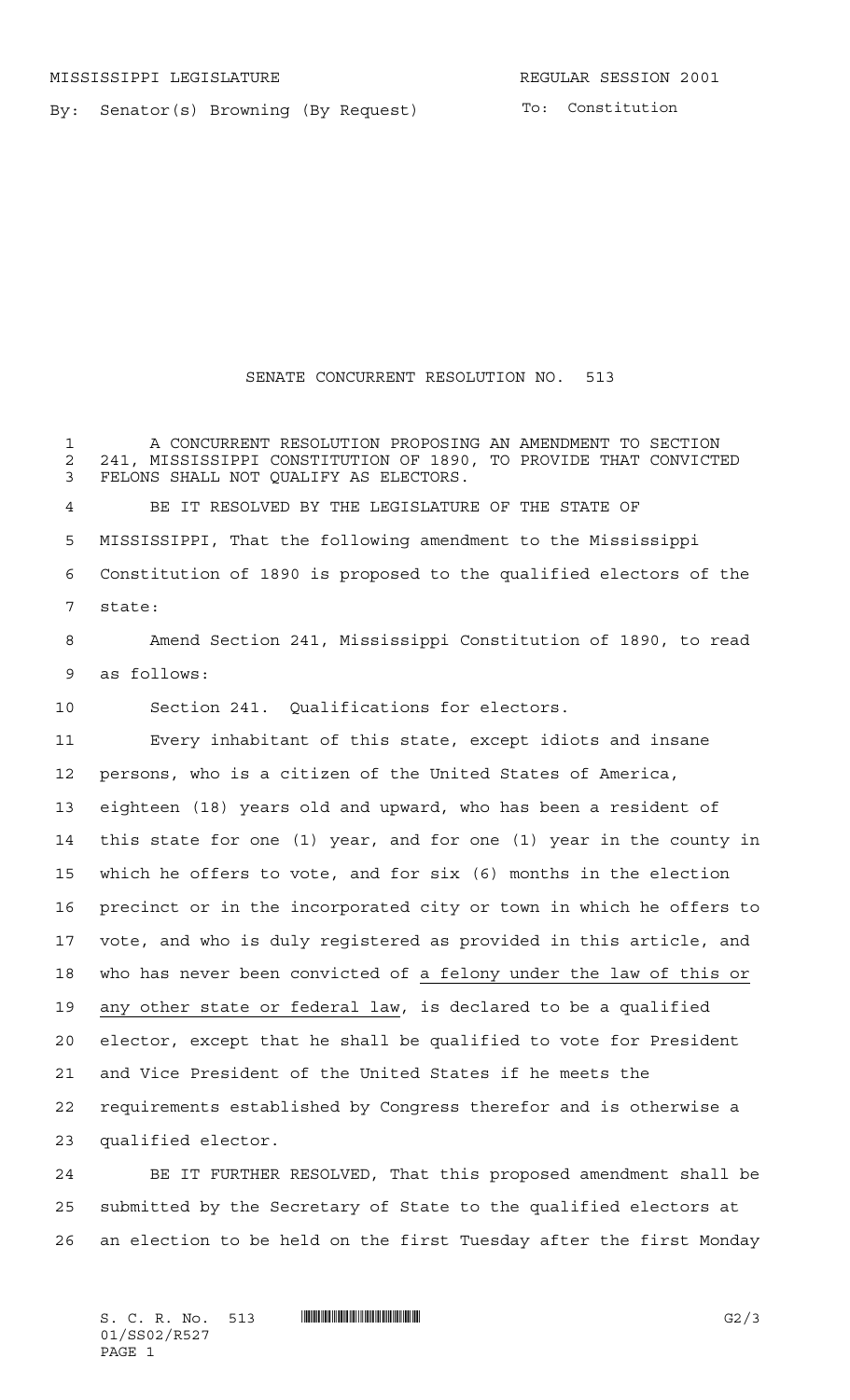MISSISSIPPI LEGISLATURE REGULAR SESSION 2001

By: Senator(s) Browning (By Request)

To: Constitution

# SENATE CONCURRENT RESOLUTION NO. 513

A CONCURRENT RESOLUTION PROPOSING AN AMENDMENT TO SECTION 241, MISSISSIPPI CONSTITUTION OF 1890, TO PROVIDE THAT CONVICTED FELONS SHALL NOT QUALIFY AS ELECTORS.

BE IT RESOLVED BY THE LEGISLATURE OF THE STATE OF MISSISSIPPI, That the following amendment to the Mississippi Constitution of 1890 is proposed to the qualified electors of the state:

Amend Section 241, Mississippi Constitution of 1890, to read as follows:

Section 241. Qualifications for electors.

Every inhabitant of this state, except idiots and insane persons, who is a citizen of the United States of America, eighteen (18) years old and upward, who has been a resident of this state for one (1) year, and for one (1) year in the county in which he offers to vote, and for six (6) months in the election precinct or in the incorporated city or town in which he offers to vote, and who is duly registered as provided in this article, and who has never been convicted of <u>a felony under the law of this or any other state or federal law</u>, is declared to be a qualified elector, except that he shall be qualified to vote for President and Vice President of the United States if he meets the requirements established by Congress therefor and is otherwise a qualified elector.

BE IT FURTHER RESOLVED, That this proposed amendment shall be submitted by the Secretary of State to the qualified electors at an election to be held on the first Tuesday after the first Monday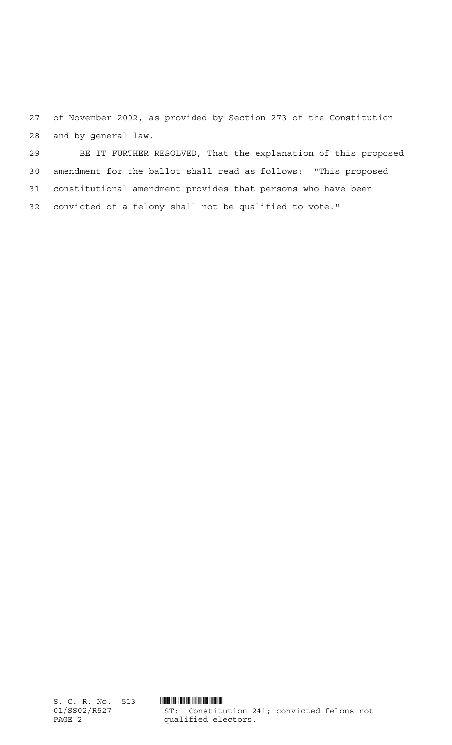of November 2002, as provided by Section 273 of the Constitution and by general law.

BE IT FURTHER RESOLVED, That the explanation of this proposed amendment for the ballot shall read as follows: "This proposed constitutional amendment provides that persons who have been convicted of a felony shall not be qualified to vote."

S. C. R. No. 513
01/SS02/R527
ST: Constitution 241; convicted felons not qualified electors.